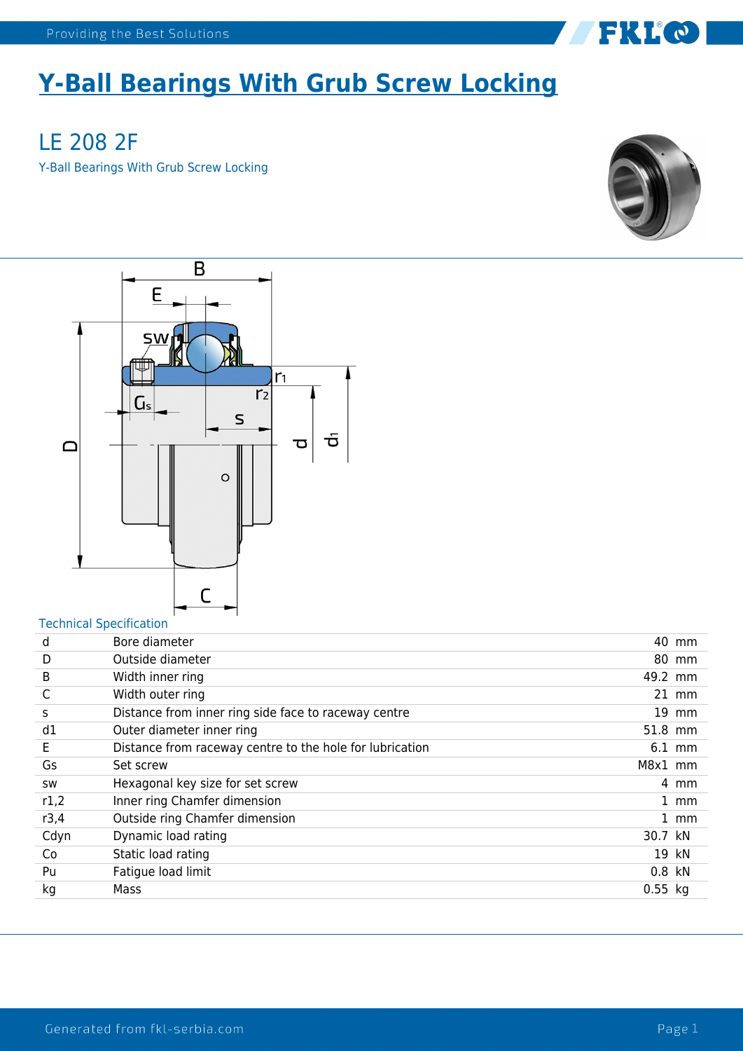# Y-Ball Bearings With Grub Screw Locking

## LE 208 2F

Y-Ball Bearings With Grub Screw Locking

Technical Specification

| | | | |
|---|---|---|---|
| d | Bore diameter | 40 | mm |
| D | Outside diameter | 80 | mm |
| B | Width inner ring | 49.2 | mm |
| C | Width outer ring | 21 | mm |
| s | Distance from inner ring side face to raceway centre | 19 | mm |
| d1 | Outer diameter inner ring | 51.8 | mm |
| E | Distance from raceway centre to the hole for lubrication | 6.1 | mm |
| Gs | Set screw | M8x1 | mm |
| sw | Hexagonal key size for set screw | 4 | mm |
| r1,2 | Inner ring Chamfer dimension | 1 | mm |
| r3,4 | Outside ring Chamfer dimension | 1 | mm |
| Cdyn | Dynamic load rating | 30.7 | kN |
| Co | Static load rating | 19 | kN |
| Pu | Fatigue load limit | 0.8 | kN |
| kg | Mass | 0.55 | kg |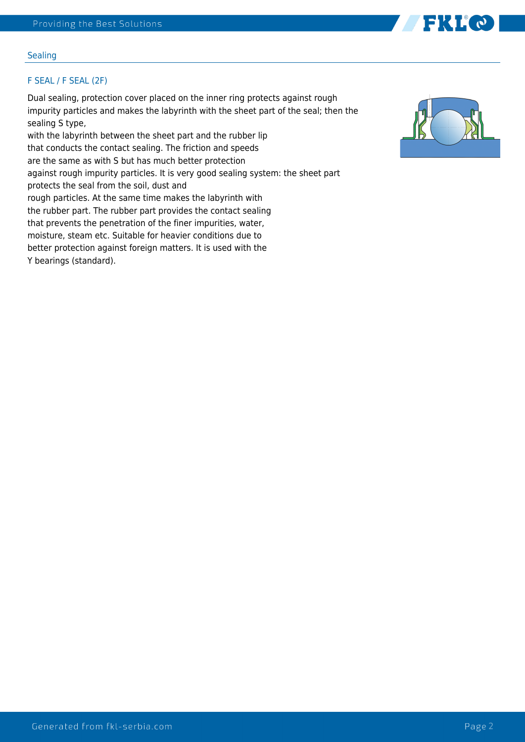## Sealing

### F SEAL / F SEAL (2F)

Dual sealing, protection cover placed on the inner ring protects against rough impurity particles and makes the labyrinth with the sheet part of the seal; then the sealing S type, with the labyrinth between the sheet part and the rubber lip that conducts the contact sealing. The friction and speeds are the same as with S but has much better protection against rough impurity particles. It is very good sealing system: the sheet part protects the seal from the soil, dust and rough particles. At the same time makes the labyrinth with the rubber part. The rubber part provides the contact sealing that prevents the penetration of the finer impurities, water, moisture, steam etc. Suitable for heavier conditions due to better protection against foreign matters. It is used with the Y bearings (standard).